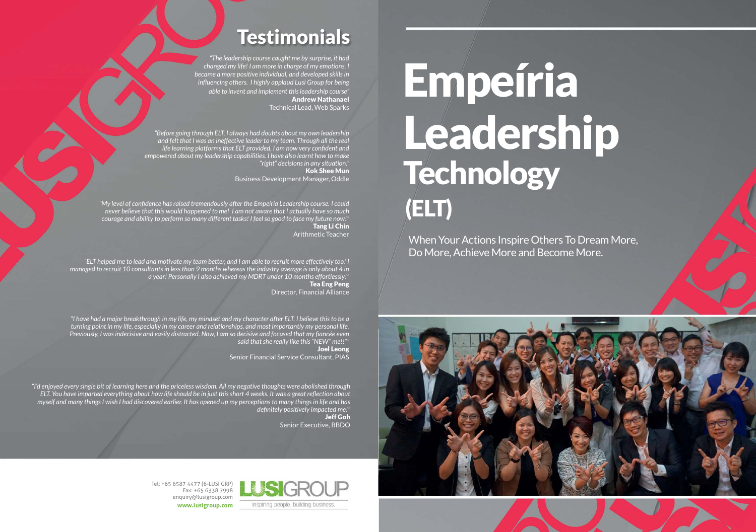# Testimonials

*"The leadership course caught me by surprise, it had changed my life! I am more in charge of my emotions, I became a more positive individual, and developed skills in influencing others. I highly applaud Lusi Group for being able to invent and implement this leadership course"*
**Andrew Nathanael**
Technical Lead, Web Sparks

*"Before going through ELT, I always had doubts about my own leadership and felt that I was an ineffective leader to my team. Through all the real life learning platforms that ELT provided, I am now very confident and empowered about my leadership capabilities. I have also learnt how to make "right" decisions in any situation."*
**Kok Shee Mun**
Business Development Manager, Oddle

*"My level of confidence has raised tremendously after the Empeíria Leadership course. I could never believe that this would happened to me! I am not aware that I actually have so much courage and ability to perform so many different tasks! I feel so good to face my future now!"*
**Tang Li Chin**
Arithmetic Teacher

*"ELT helped me to lead and motivate my team better, and I am able to recruit more effectively too! I managed to recruit 10 consultants in less than 9 months whereas the industry average is only about 4 in a year! Personally I also achieved my MDRT under 10 months effortlessly!"*
**Tea Eng Peng**
Director, Financial Alliance

*"I have had a major breakthrough in my life, my mindset and my character after ELT. I believe this to be a turning point in my life, especially in my career and relationships, and most importantly my personal life. Previously, I was indecisive and easily distracted. Now, I am so decisive and focused that my fiancée even said that she really like this "NEW" me!!""*
**Joel Leong**
Senior Financial Service Consultant, PIAS

*"I'd enjoyed every single bit of learning here and the priceless wisdom. All my negative thoughts were abolished through ELT. You have imparted everything about how life should be in just this short 4 weeks. It was a great reflection about myself and many things I wish I had discovered earlier. It has opened up my perceptions to many things in life and has definitely positively impacted me!"*
**Jeff Goh**
Senior Executive, BBDO

Tel: +65 6587 4477 (6-LUSI GRP)
Fax: +65 6338 7998
enquiry@lusigroup.com
**www.lusigroup.com**

LUSIGROUP
inspiring people. building business.

# Empeíria Leadership Technology (ELT)

When Your Actions Inspire Others To Dream More, Do More, Achieve More and Become More.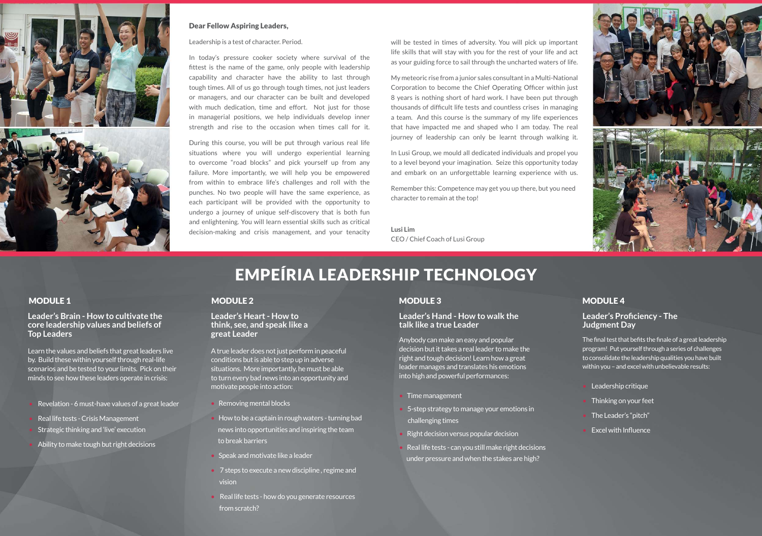**Dear Fellow Aspiring Leaders,**

Leadership is a test of character. Period.

In today's pressure cooker society where survival of the fittest is the name of the game, only people with leadership capability and character have the ability to last through tough times. All of us go through tough times, not just leaders or managers, and our character can be built and developed with much dedication, time and effort. Not just for those in managerial positions, we help individuals develop inner strength and rise to the occasion when times call for it.

During this course, you will be put through various real life situations where you will undergo experiential learning to overcome "road blocks" and pick yourself up from any failure. More importantly, we will help you be empowered from within to embrace life's challenges and roll with the punches. No two people will have the same experience, as each participant will be provided with the opportunity to undergo a journey of unique self-discovery that is both fun and enlightening. You will learn essential skills such as critical decision-making and crisis management, and your tenacity will be tested in times of adversity. You will pick up important life skills that will stay with you for the rest of your life and act as your guiding force to sail through the uncharted waters of life.

My meteoric rise from a junior sales consultant in a Multi-National Corporation to become the Chief Operating Officer within just 8 years is nothing short of hard work. I have been put through thousands of difficult life tests and countless crises in managing a team. And this course is the summary of my life experiences that have impacted me and shaped who I am today. The real journey of leadership can only be learnt through walking it.

In Lusi Group, we mould all dedicated individuals and propel you to a level beyond your imagination. Seize this opportunity today and embark on an unforgettable learning experience with us.

Remember this: Competence may get you up there, but you need character to remain at the top!

**Lusi Lim**
CEO / Chief Coach of Lusi Group

# EMPEÍRIA LEADERSHIP TECHNOLOGY

## MODULE 1

### Leader's Brain - How to cultivate the core leadership values and beliefs of Top Leaders

Learn the values and beliefs that great leaders live by. Build these within yourself through real-life scenarios and be tested to your limits. Pick on their minds to see how these leaders operate in crisis:

- Revelation - 6 must-have values of a great leader
- Real life tests - Crisis Management
- Strategic thinking and 'live' execution
- Ability to make tough but right decisions

## MODULE 2

### Leader's Heart - How to think, see, and speak like a great Leader

A true leader does not just perform in peaceful conditions but is able to step up in adverse situations. More importantly, he must be able to turn every bad news into an opportunity and motivate people into action:

- Removing mental blocks
- How to be a captain in rough waters - turning bad news into opportunities and inspiring the team to break barriers
- Speak and motivate like a leader
- 7 steps to execute a new discipline, regime and vision
- Real life tests - how do you generate resources from scratch?

## MODULE 3

### Leader's Hand - How to walk the talk like a true Leader

Anybody can make an easy and popular decision but it takes a real leader to make the right and tough decision! Learn how a great leader manages and translates his emotions into high and powerful performances:

- Time management
- 5-step strategy to manage your emotions in challenging times
- Right decision versus popular decision
- Real life tests - can you still make right decisions under pressure and when the stakes are high?

## MODULE 4

### Leader's Proficiency - The Judgment Day

The final test that befits the finale of a great leadership program! Put yourself through a series of challenges to consolidate the leadership qualities you have built within you – and excel with unbelievable results:

- Leadership critique
- Thinking on your feet
- The Leader's "pitch"
- Excel with Influence